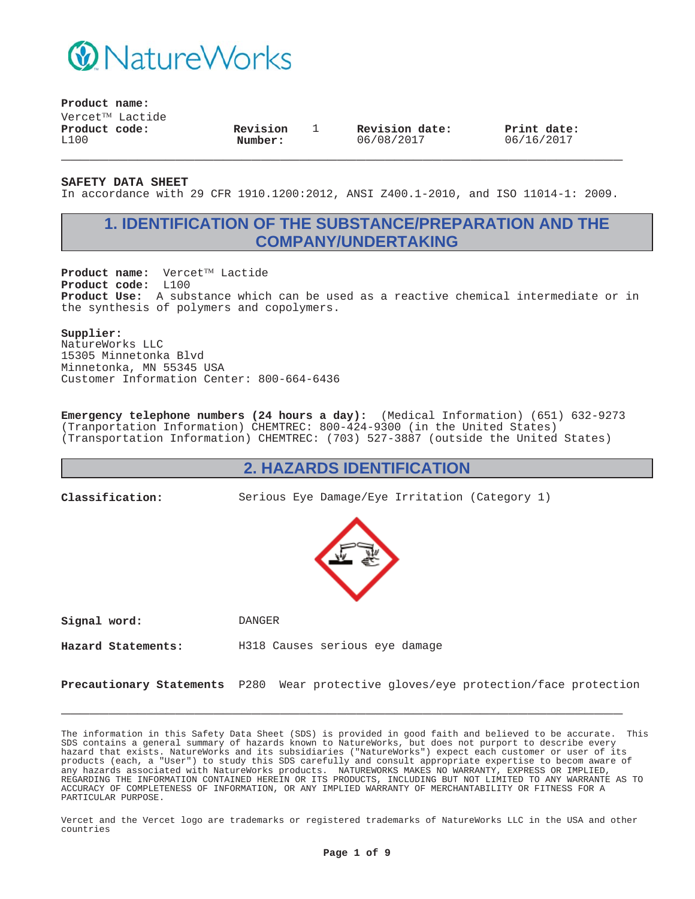NatureWorks

**Product name:**
Vercet™ Lactide

| **Product code:** | **Revision Number:** | **Revision date:** | **Print date:** |
| --- | --- | --- | --- |
| L100 | 1 | 06/08/2017 | 06/16/2017 |

**SAFETY DATA SHEET**
In accordance with 29 CFR 1910.1200:2012, ANSI Z400.1-2010, and ISO 11014-1: 2009.

## 1. IDENTIFICATION OF THE SUBSTANCE/PREPARATION AND THE COMPANY/UNDERTAKING

**Product name:** Vercet™ Lactide
**Product code:** L100
**Product Use:** A substance which can be used as a reactive chemical intermediate or in the synthesis of polymers and copolymers.

**Supplier:**
NatureWorks LLC
15305 Minnetonka Blvd
Minnetonka, MN 55345 USA
Customer Information Center: 800-664-6436

**Emergency telephone numbers (24 hours a day):** (Medical Information) (651) 632-9273
(Tranportation Information) CHEMTREC: 800-424-9300 (in the United States)
(Transportation Information) CHEMTREC: (703) 527-3887 (outside the United States)

## 2. HAZARDS IDENTIFICATION

**Classification:** Serious Eye Damage/Eye Irritation (Category 1)

**Signal word:** DANGER

**Hazard Statements:** H318 Causes serious eye damage

**Precautionary Statements** P280 Wear protective gloves/eye protection/face protection

The information in this Safety Data Sheet (SDS) is provided in good faith and believed to be accurate. This SDS contains a general summary of hazards known to NatureWorks, but does not purport to describe every hazard that exists. NatureWorks and its subsidiaries ("NatureWorks") expect each customer or user of its products (each, a "User") to study this SDS carefully and consult appropriate expertise to becom aware of any hazards associated with NatureWorks products. NATUREWORKS MAKES NO WARRANTY, EXPRESS OR IMPLIED, REGARDING THE INFORMATION CONTAINED HEREIN OR ITS PRODUCTS, INCLUDING BUT NOT LIMITED TO ANY WARRANTE AS TO ACCURACY OF COMPLETENESS OF INFORMATION, OR ANY IMPLIED WARRANTY OF MERCHANTABILITY OR FITNESS FOR A PARTICULAR PURPOSE.

Vercet and the Vercet logo are trademarks or registered trademarks of NatureWorks LLC in the USA and other countries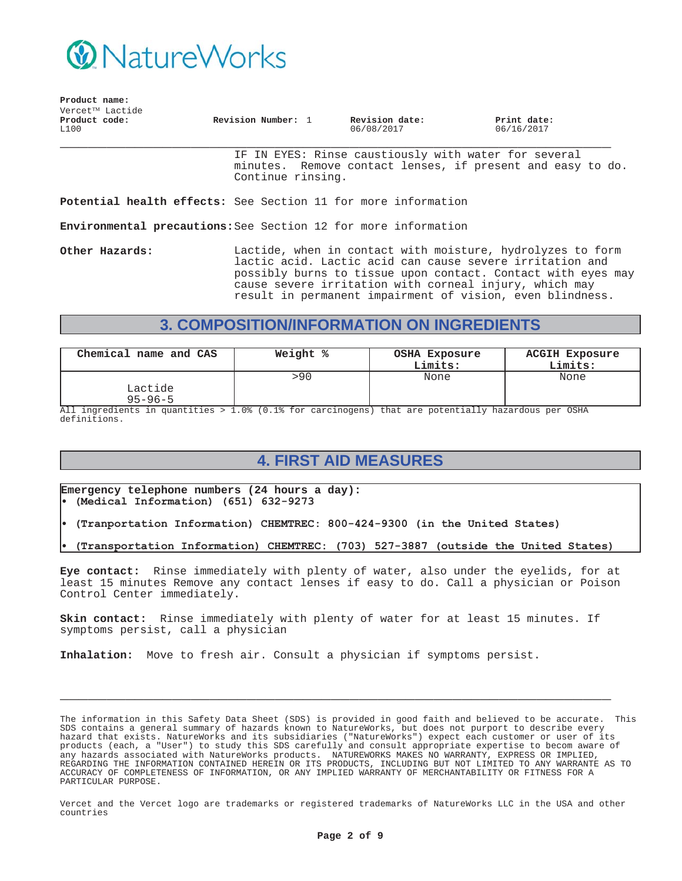IF IN EYES: Rinse caustiously with water for several minutes. Remove contact lenses, if present and easy to do. Continue rinsing.

**Potential health effects:** See Section 11 for more information

**Environmental precautions:** See Section 12 for more information

**Other Hazards:** Lactide, when in contact with moisture, hydrolyzes to form lactic acid. Lactic acid can cause severe irritation and possibly burns to tissue upon contact. Contact with eyes may cause severe irritation with corneal injury, which may result in permanent impairment of vision, even blindness.

## 3. COMPOSITION/INFORMATION ON INGREDIENTS

| Chemical name and CAS | Weight % | OSHA Exposure Limits: | ACGIH Exposure Limits: |
|---|---|---|---|
| Lactide 95-96-5 | >90 | None | None |

All ingredients in quantities > 1.0% (0.1% for carcinogens) that are potentially hazardous per OSHA definitions.

## 4. FIRST AID MEASURES

**Emergency telephone numbers (24 hours a day):**

- **(Medical Information) (651) 632-9273**
- **(Tranportation Information) CHEMTREC: 800-424-9300 (in the United States)**
- **(Transportation Information) CHEMTREC: (703) 527-3887 (outside the United States)**

**Eye contact:** Rinse immediately with plenty of water, also under the eyelids, for at least 15 minutes Remove any contact lenses if easy to do. Call a physician or Poison Control Center immediately.

**Skin contact:** Rinse immediately with plenty of water for at least 15 minutes. If symptoms persist, call a physician

**Inhalation:** Move to fresh air. Consult a physician if symptoms persist.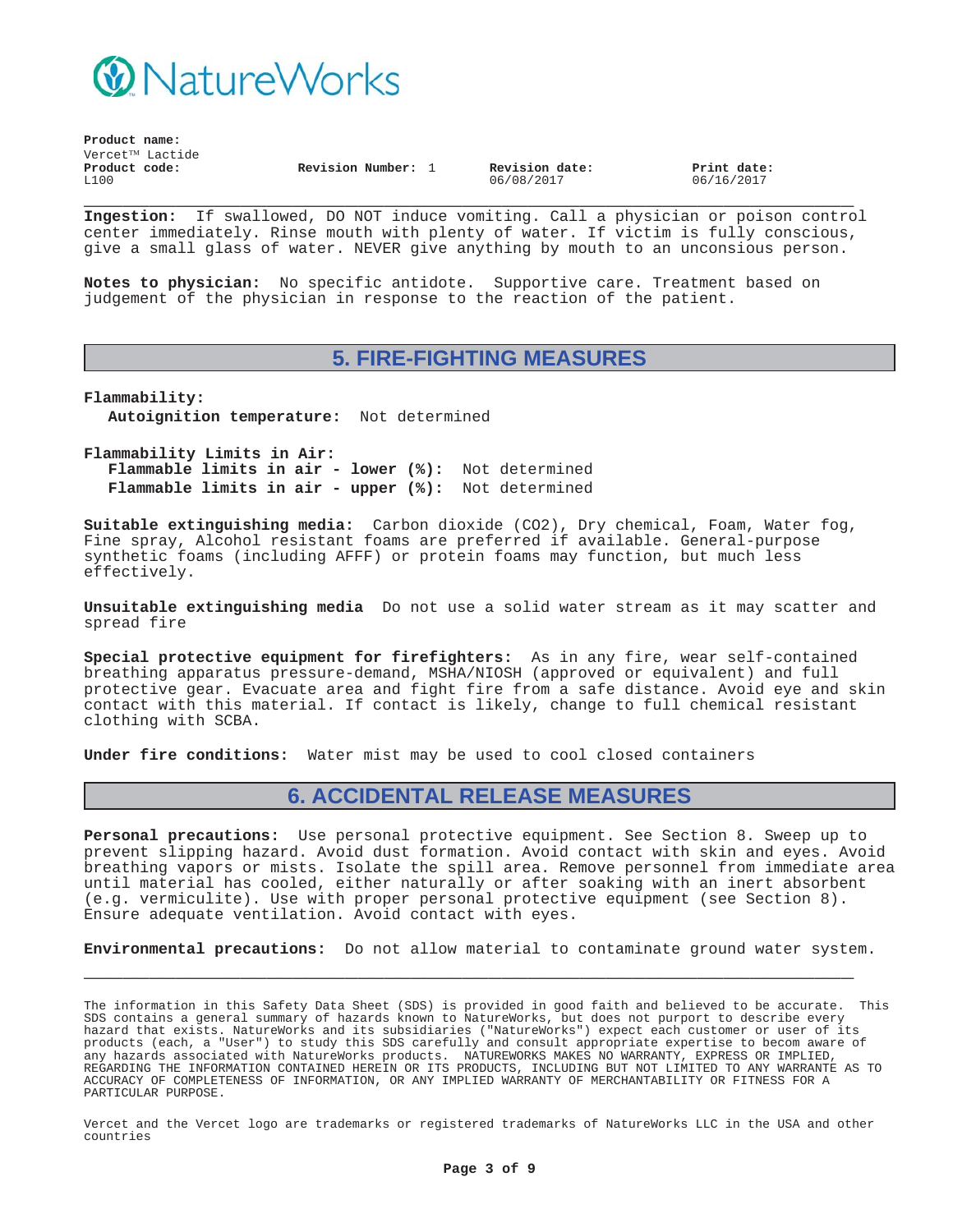**Ingestion:** If swallowed, DO NOT induce vomiting. Call a physician or poison control center immediately. Rinse mouth with plenty of water. If victim is fully conscious, give a small glass of water. NEVER give anything by mouth to an unconsious person.

**Notes to physician:** No specific antidote. Supportive care. Treatment based on judgement of the physician in response to the reaction of the patient.

## 5. FIRE-FIGHTING MEASURES

**Flammability:**

**Autoignition temperature:** Not determined

**Flammability Limits in Air:**

**Flammable limits in air - lower (%):** Not determined

**Flammable limits in air - upper (%):** Not determined

**Suitable extinguishing media:** Carbon dioxide ($CO_2$), Dry chemical, Foam, Water fog, Fine spray, Alcohol resistant foams are preferred if available. General-purpose synthetic foams (including AFFF) or protein foams may function, but much less effectively.

**Unsuitable extinguishing media** Do not use a solid water stream as it may scatter and spread fire

**Special protective equipment for firefighters:** As in any fire, wear self-contained breathing apparatus pressure-demand, MSHA/NIOSH (approved or equivalent) and full protective gear. Evacuate area and fight fire from a safe distance. Avoid eye and skin contact with this material. If contact is likely, change to full chemical resistant clothing with SCBA.

**Under fire conditions:** Water mist may be used to cool closed containers

## 6. ACCIDENTAL RELEASE MEASURES

**Personal precautions:** Use personal protective equipment. See Section 8. Sweep up to prevent slipping hazard. Avoid dust formation. Avoid contact with skin and eyes. Avoid breathing vapors or mists. Isolate the spill area. Remove personnel from immediate area until material has cooled, either naturally or after soaking with an inert absorbent (e.g. vermiculite). Use with proper personal protective equipment (see Section 8). Ensure adequate ventilation. Avoid contact with eyes.

**Environmental precautions:** Do not allow material to contaminate ground water system.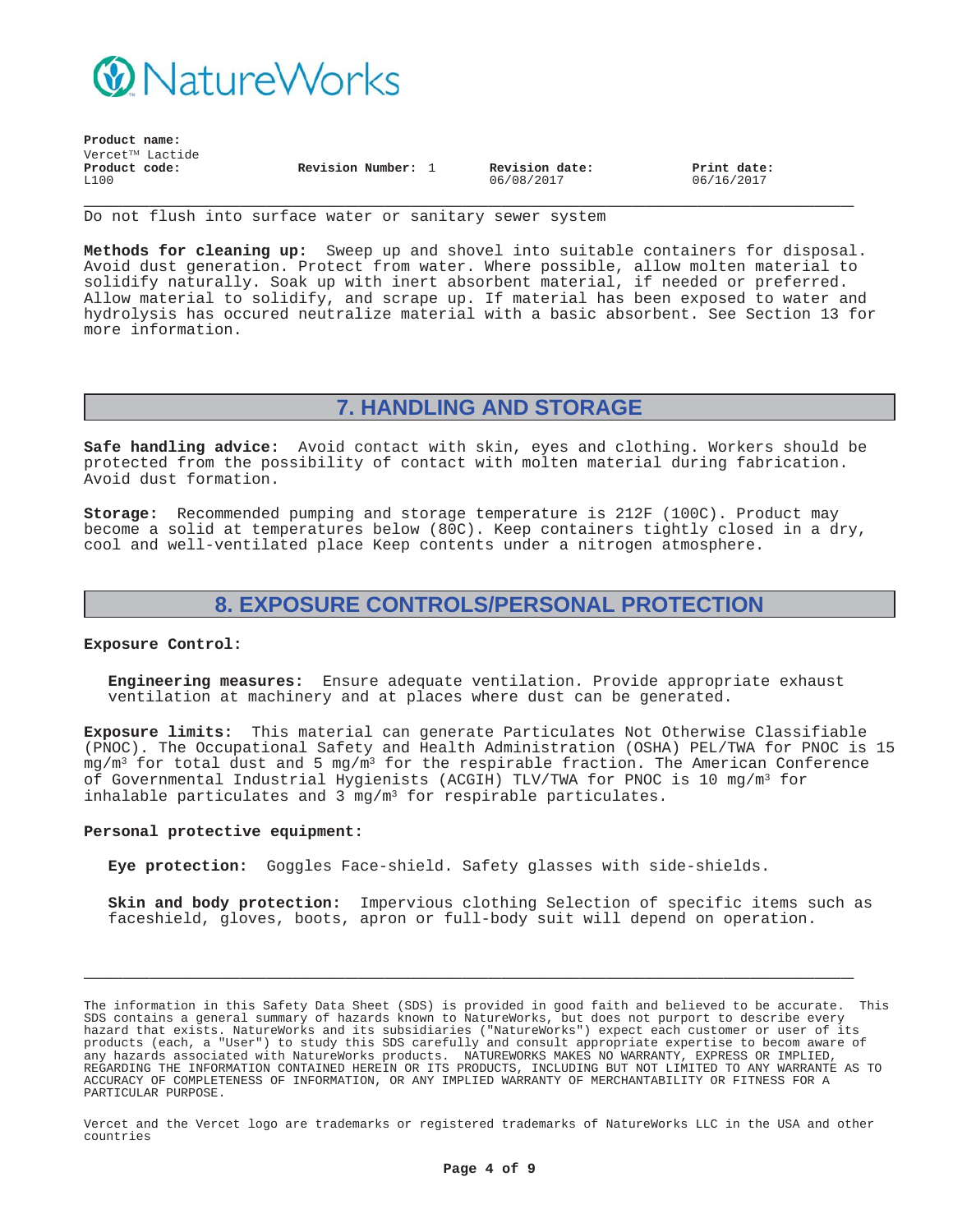Product name:
Vercet™ Lactide
Product code:
L100

Revision Number: 1

Revision date:
06/08/2017

Print date:
06/16/2017

Do not flush into surface water or sanitary sewer system

**Methods for cleaning up:** Sweep up and shovel into suitable containers for disposal. Avoid dust generation. Protect from water. Where possible, allow molten material to solidify naturally. Soak up with inert absorbent material, if needed or preferred. Allow material to solidify, and scrape up. If material has been exposed to water and hydrolysis has occured neutralize material with a basic absorbent. See Section 13 for more information.

## 7. HANDLING AND STORAGE

**Safe handling advice:** Avoid contact with skin, eyes and clothing. Workers should be protected from the possibility of contact with molten material during fabrication. Avoid dust formation.

**Storage:** Recommended pumping and storage temperature is 212F (100C). Product may become a solid at temperatures below (80C). Keep containers tightly closed in a dry, cool and well-ventilated place Keep contents under a nitrogen atmosphere.

## 8. EXPOSURE CONTROLS/PERSONAL PROTECTION

**Exposure Control:**

**Engineering measures:** Ensure adequate ventilation. Provide appropriate exhaust ventilation at machinery and at places where dust can be generated.

**Exposure limits:** This material can generate Particulates Not Otherwise Classifiable (PNOC). The Occupational Safety and Health Administration (OSHA) PEL/TWA for PNOC is 15 $mg/m^3$ for total dust and 5 $mg/m^3$ for the respirable fraction. The American Conference of Governmental Industrial Hygienists (ACGIH) TLV/TWA for PNOC is 10 $mg/m^3$ for inhalable particulates and 3 $mg/m^3$ for respirable particulates.

**Personal protective equipment:**

**Eye protection:** Goggles Face-shield. Safety glasses with side-shields.

**Skin and body protection:** Impervious clothing Selection of specific items such as faceshield, gloves, boots, apron or full-body suit will depend on operation.

The information in this Safety Data Sheet (SDS) is provided in good faith and believed to be accurate. This SDS contains a general summary of hazards known to NatureWorks, but does not purport to describe every hazard that exists. NatureWorks and its subsidiaries ("NatureWorks") expect each customer or user of its products (each, a "User") to study this SDS carefully and consult appropriate expertise to becom aware of any hazards associated with NatureWorks products. NATUREWORKS MAKES NO WARRANTY, EXPRESS OR IMPLIED, REGARDING THE INFORMATION CONTAINED HEREIN OR ITS PRODUCTS, INCLUDING BUT NOT LIMITED TO ANY WARRANTE AS TO ACCURACY OF COMPLETENESS OF INFORMATION, OR ANY IMPLIED WARRANTY OF MERCHANTABILITY OR FITNESS FOR A PARTICULAR PURPOSE.

Vercet and the Vercet logo are trademarks or registered trademarks of NatureWorks LLC in the USA and other countries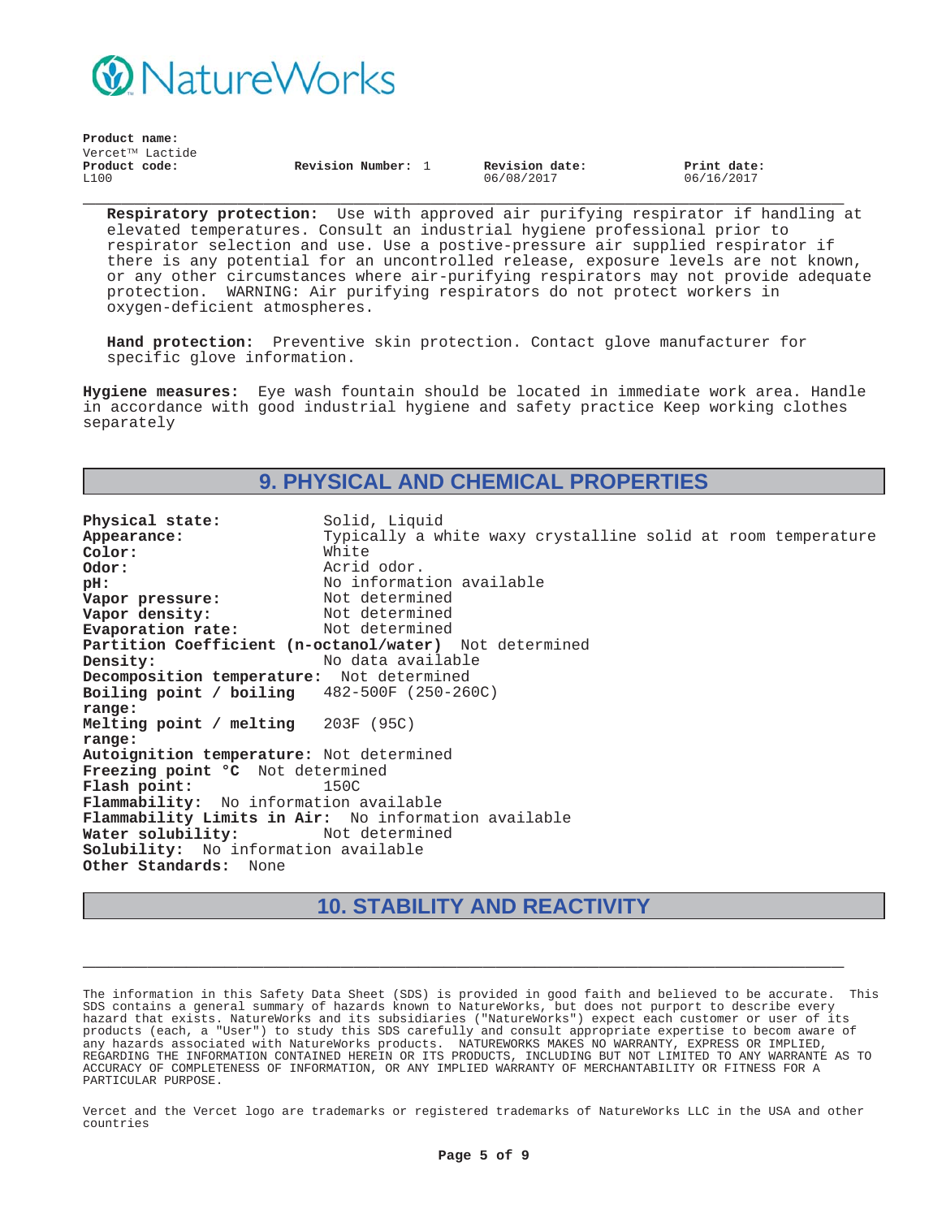**Respiratory protection:** Use with approved air purifying respirator if handling at elevated temperatures. Consult an industrial hygiene professional prior to respirator selection and use. Use a postive-pressure air supplied respirator if there is any potential for an uncontrolled release, exposure levels are not known, or any other circumstances where air-purifying respirators may not provide adequate protection. WARNING: Air purifying respirators do not protect workers in oxygen-deficient atmospheres.

**Hand protection:** Preventive skin protection. Contact glove manufacturer for specific glove information.

**Hygiene measures:** Eye wash fountain should be located in immediate work area. Handle in accordance with good industrial hygiene and safety practice Keep working clothes separately

## 9. PHYSICAL AND CHEMICAL PROPERTIES

**Physical state:** Solid, Liquid
**Appearance:** Typically a white waxy crystalline solid at room temperature
**Color:** White
**Odor:** Acrid odor.
**pH:** No information available
**Vapor pressure:** Not determined
**Vapor density:** Not determined
**Evaporation rate:** Not determined
**Partition Coefficient (n-octanol/water)** Not determined
**Density:** No data available
**Decomposition temperature:** Not determined
**Boiling point / boiling range:** 482-500F (250-260C)
**Melting point / melting range:** 203F (95C)
**Autoignition temperature:** Not determined
**Freezing point °C** Not determined
**Flash point:** 150C
**Flammability:** No information available
**Flammability Limits in Air:** No information available
**Water solubility:** Not determined
**Solubility:** No information available
**Other Standards:** None

## 10. STABILITY AND REACTIVITY

The information in this Safety Data Sheet (SDS) is provided in good faith and believed to be accurate. This SDS contains a general summary of hazards known to NatureWorks, but does not purport to describe every hazard that exists. NatureWorks and its subsidiaries ("NatureWorks") expect each customer or user of its products (each, a "User") to study this SDS carefully and consult appropriate expertise to becom aware of any hazards associated with NatureWorks products. NATUREWORKS MAKES NO WARRANTY, EXPRESS OR IMPLIED, REGARDING THE INFORMATION CONTAINED HEREIN OR ITS PRODUCTS, INCLUDING BUT NOT LIMITED TO ANY WARRANTE AS TO ACCURACY OF COMPLETENESS OF INFORMATION, OR ANY IMPLIED WARRANTY OF MERCHANTABILITY OR FITNESS FOR A PARTICULAR PURPOSE.

Vercet and the Vercet logo are trademarks or registered trademarks of NatureWorks LLC in the USA and other countries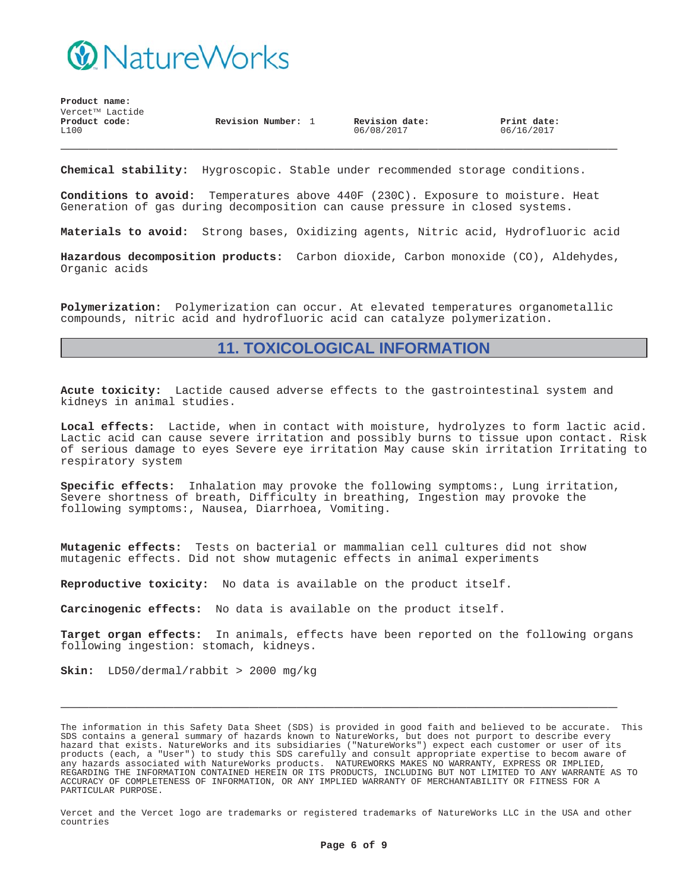**Chemical stability:** Hygroscopic. Stable under recommended storage conditions.

**Conditions to avoid:** Temperatures above 440F (230C). Exposure to moisture. Heat Generation of gas during decomposition can cause pressure in closed systems.

**Materials to avoid:** Strong bases, Oxidizing agents, Nitric acid, Hydrofluoric acid

**Hazardous decomposition products:** Carbon dioxide, Carbon monoxide (CO), Aldehydes, Organic acids

**Polymerization:** Polymerization can occur. At elevated temperatures organometallic compounds, nitric acid and hydrofluoric acid can catalyze polymerization.

## 11. TOXICOLOGICAL INFORMATION

**Acute toxicity:** Lactide caused adverse effects to the gastrointestinal system and kidneys in animal studies.

**Local effects:** Lactide, when in contact with moisture, hydrolyzes to form lactic acid. Lactic acid can cause severe irritation and possibly burns to tissue upon contact. Risk of serious damage to eyes Severe eye irritation May cause skin irritation Irritating to respiratory system

**Specific effects:** Inhalation may provoke the following symptoms:, Lung irritation, Severe shortness of breath, Difficulty in breathing, Ingestion may provoke the following symptoms:, Nausea, Diarrhoea, Vomiting.

**Mutagenic effects:** Tests on bacterial or mammalian cell cultures did not show mutagenic effects. Did not show mutagenic effects in animal experiments

**Reproductive toxicity:** No data is available on the product itself.

**Carcinogenic effects:** No data is available on the product itself.

**Target organ effects:** In animals, effects have been reported on the following organs following ingestion: stomach, kidneys.

**Skin:** LD50/dermal/rabbit > 2000 mg/kg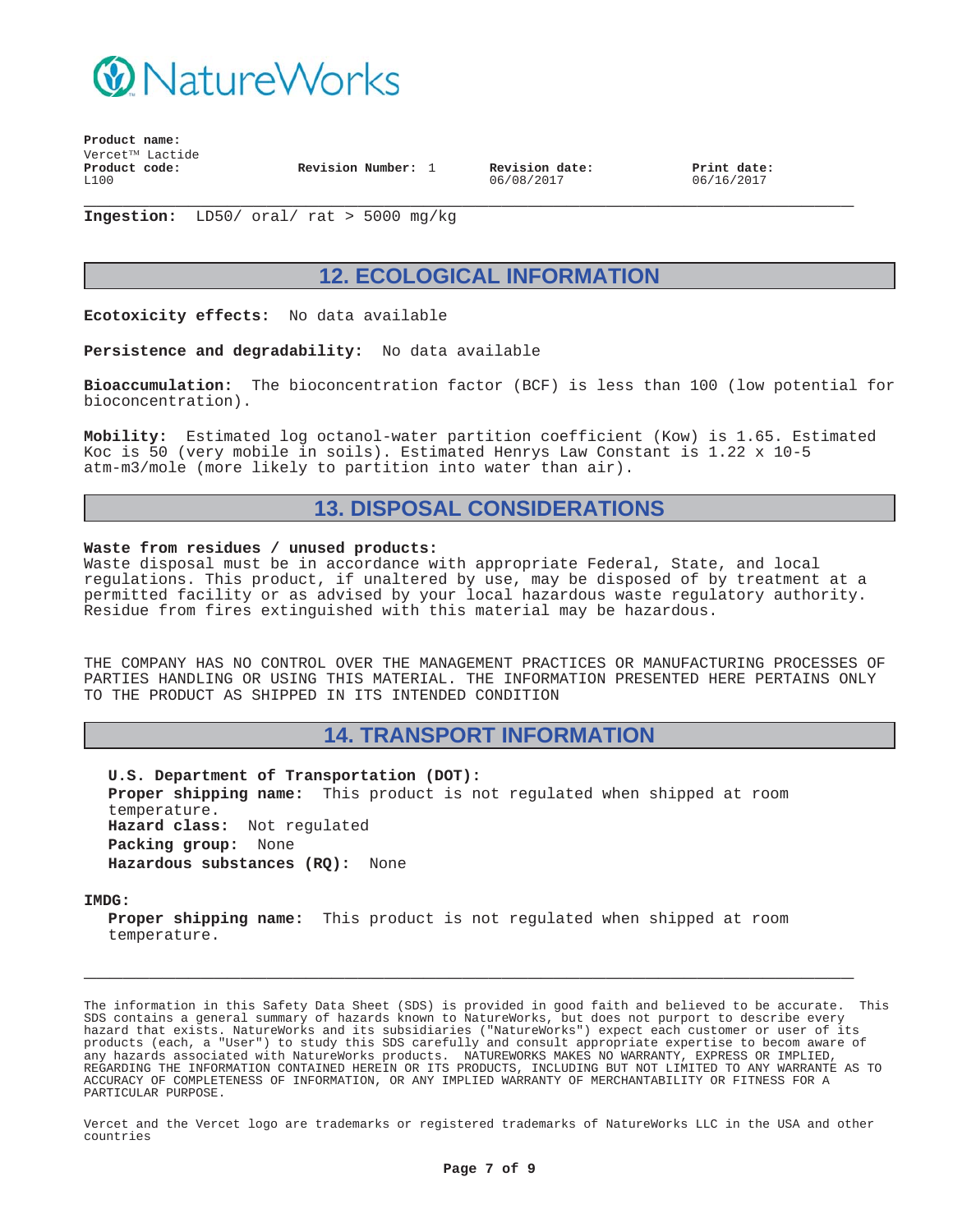**Ingestion:** LD50/ oral/ rat > 5000 mg/kg

## 12. ECOLOGICAL INFORMATION

**Ecotoxicity effects:** No data available

**Persistence and degradability:** No data available

**Bioaccumulation:** The bioconcentration factor (BCF) is less than 100 (low potential for bioconcentration).

**Mobility:** Estimated log octanol-water partition coefficient (Kow) is 1.65. Estimated Koc is 50 (very mobile in soils). Estimated Henrys Law Constant is $1.22 \times 10^{-5}$ atm-m3/mole (more likely to partition into water than air).

## 13. DISPOSAL CONSIDERATIONS

**Waste from residues / unused products:**
Waste disposal must be in accordance with appropriate Federal, State, and local regulations. This product, if unaltered by use, may be disposed of by treatment at a permitted facility or as advised by your local hazardous waste regulatory authority. Residue from fires extinguished with this material may be hazardous.

THE COMPANY HAS NO CONTROL OVER THE MANAGEMENT PRACTICES OR MANUFACTURING PROCESSES OF PARTIES HANDLING OR USING THIS MATERIAL. THE INFORMATION PRESENTED HERE PERTAINS ONLY TO THE PRODUCT AS SHIPPED IN ITS INTENDED CONDITION

## 14. TRANSPORT INFORMATION

**U.S. Department of Transportation (DOT):**
**Proper shipping name:** This product is not regulated when shipped at room temperature.
**Hazard class:** Not regulated
**Packing group:** None
**Hazardous substances (RQ):** None

**IMDG:**
**Proper shipping name:** This product is not regulated when shipped at room temperature.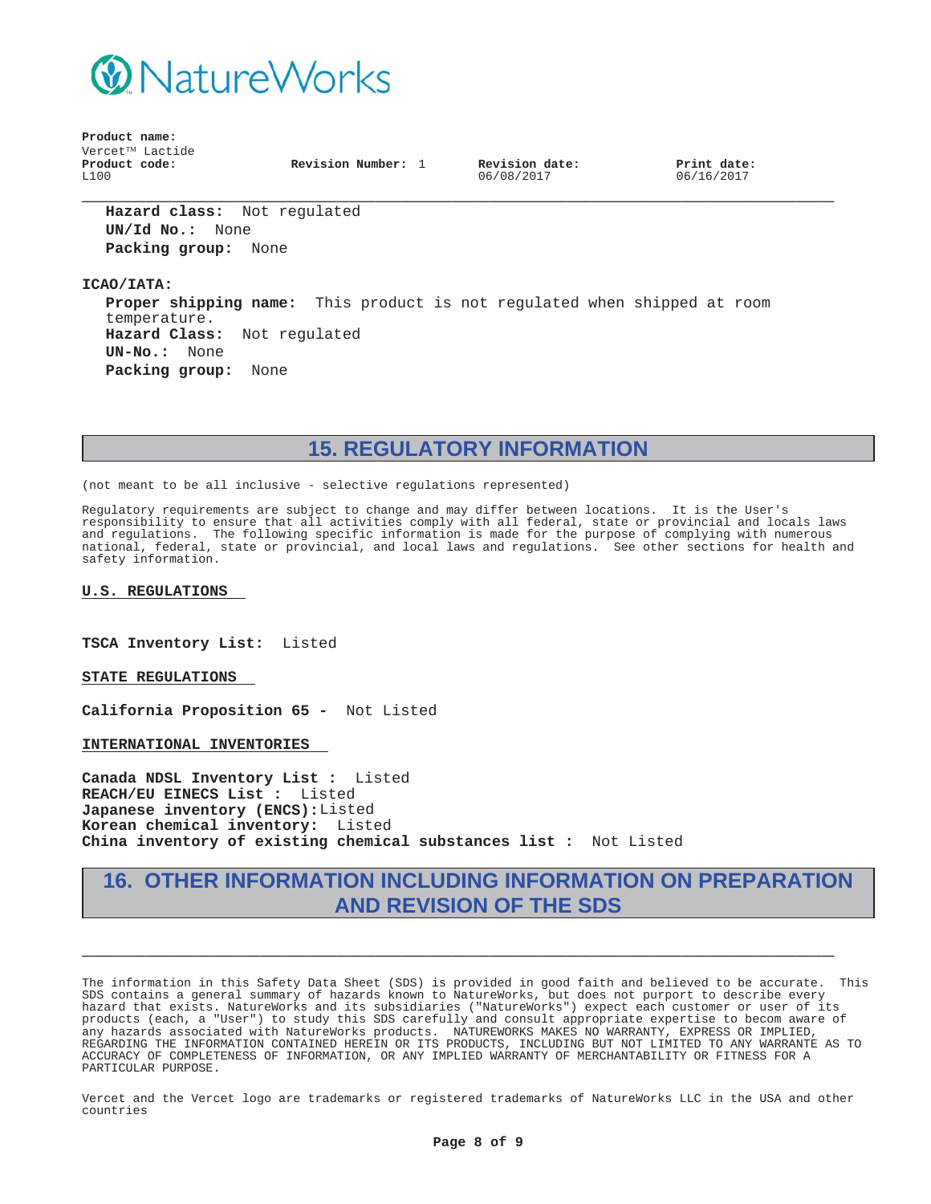**Product name:**
Vercet™ Lactide
**Product code:** L100 **Revision Number:** 1 **Revision date:** 06/08/2017 **Print date:** 06/16/2017

**Hazard class:** Not regulated
**UN/Id No.:** None
**Packing group:** None

**ICAO/IATA:**

**Proper shipping name:** This product is not regulated when shipped at room temperature.
**Hazard Class:** Not regulated
**UN-No.:** None
**Packing group:** None

## 15. REGULATORY INFORMATION

(not meant to be all inclusive - selective regulations represented)

Regulatory requirements are subject to change and may differ between locations. It is the User's responsibility to ensure that all activities comply with all federal, state or provincial and locals laws and regulations. The following specific information is made for the purpose of complying with numerous national, federal, state or provincial, and local laws and regulations. See other sections for health and safety information.

**U.S. REGULATIONS**

**TSCA Inventory List:** Listed

**STATE REGULATIONS**

**California Proposition 65 -** Not Listed

**INTERNATIONAL INVENTORIES**

**Canada NDSL Inventory List :** Listed
**REACH/EU EINECS List :** Listed
**Japanese inventory (ENCS):** Listed
**Korean chemical inventory:** Listed
**China inventory of existing chemical substances list :** Not Listed

## 16. OTHER INFORMATION INCLUDING INFORMATION ON PREPARATION AND REVISION OF THE SDS

The information in this Safety Data Sheet (SDS) is provided in good faith and believed to be accurate. This SDS contains a general summary of hazards known to NatureWorks, but does not purport to describe every hazard that exists. NatureWorks and its subsidiaries ("NatureWorks") expect each customer or user of its products (each, a "User") to study this SDS carefully and consult appropriate expertise to becom aware of any hazards associated with NatureWorks products. NATUREWORKS MAKES NO WARRANTY, EXPRESS OR IMPLIED, REGARDING THE INFORMATION CONTAINED HEREIN OR ITS PRODUCTS, INCLUDING BUT NOT LIMITED TO ANY WARRANTY AS TO ACCURACY OF COMPLETENESS OF INFORMATION, OR ANY IMPLIED WARRANTY OF MERCHANTABILITY OR FITNESS FOR A PARTICULAR PURPOSE.

Vercet and the Vercet logo are trademarks or registered trademarks of NatureWorks LLC in the USA and other countries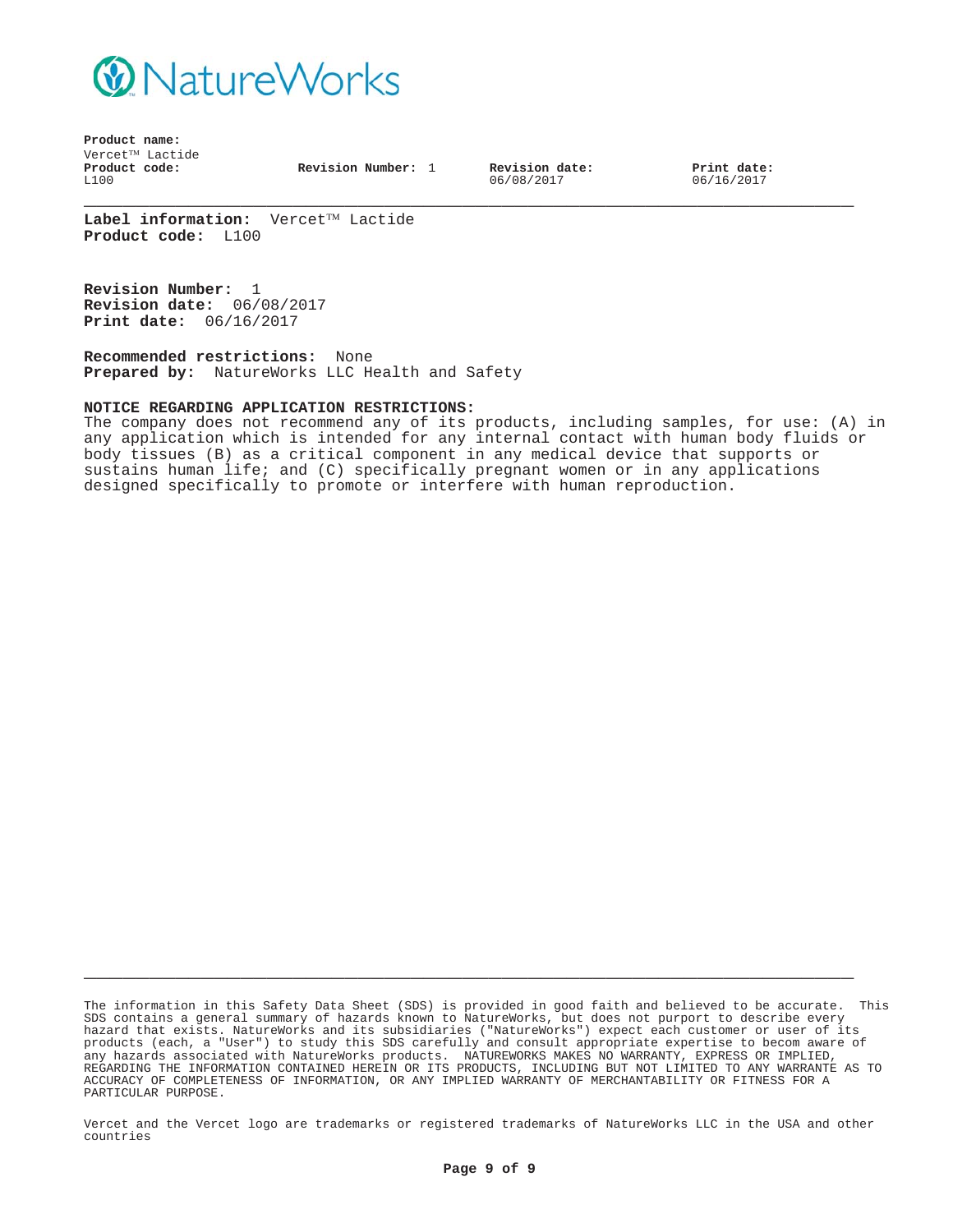**Label information:** Vercet™ Lactide
**Product code:** L100

**Revision Number:** 1
**Revision date:** 06/08/2017
**Print date:** 06/16/2017

**Recommended restrictions:** None
**Prepared by:** NatureWorks LLC Health and Safety

**NOTICE REGARDING APPLICATION RESTRICTIONS:**
The company does not recommend any of its products, including samples, for use: (A) in any application which is intended for any internal contact with human body fluids or body tissues (B) as a critical component in any medical device that supports or sustains human life; and (C) specifically pregnant women or in any applications designed specifically to promote or interfere with human reproduction.

---

The information in this Safety Data Sheet (SDS) is provided in good faith and believed to be accurate. This SDS contains a general summary of hazards known to NatureWorks, but does not purport to describe every hazard that exists. NatureWorks and its subsidiaries ("NatureWorks") expect each customer or user of its products (each, a "User") to study this SDS carefully and consult appropriate expertise to becom aware of any hazards associated with NatureWorks products. NATUREWORKS MAKES NO WARRANTY, EXPRESS OR IMPLIED, REGARDING THE INFORMATION CONTAINED HEREIN OR ITS PRODUCTS, INCLUDING BUT NOT LIMITED TO ANY WARRANTE AS TO ACCURACY OF COMPLETENESS OF INFORMATION, OR ANY IMPLIED WARRANTY OF MERCHANTABILITY OR FITNESS FOR A PARTICULAR PURPOSE.

Vercet and the Vercet logo are trademarks or registered trademarks of NatureWorks LLC in the USA and other countries